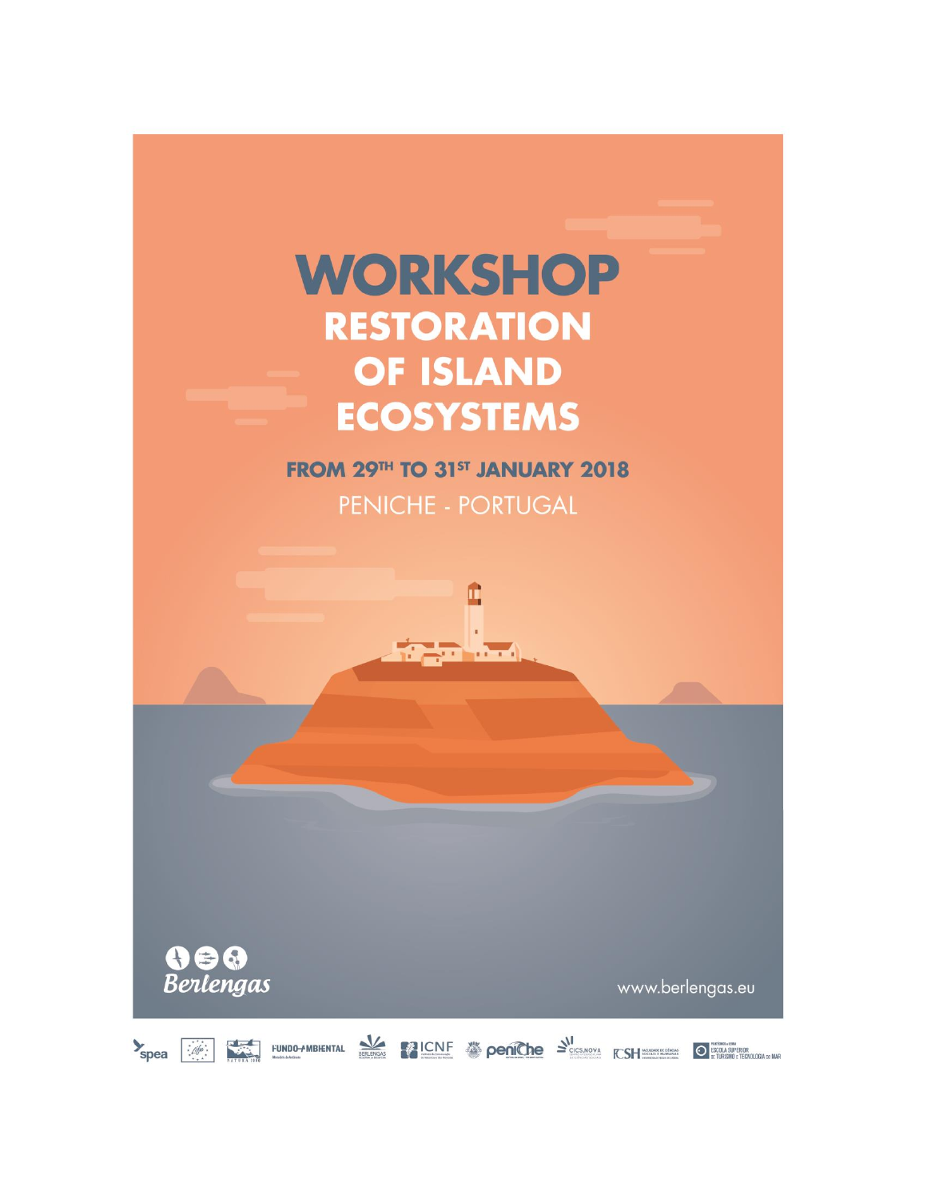# WORKSHOP

## RESTORATION OF ISLAND ECOSYSTEMS

**FROM 29TH TO 31ST JANUARY 2018**

PENICHE - PORTUGAL

Berlengas

www.berlengas.eu

spea | FUNDO AMBIENTAL | BERLENGAS | ICNF | peniche | CICS.NOVA | FCSH | ESCOLA SUPERIOR DE TURISMO E TECNOLOGIA DO MAR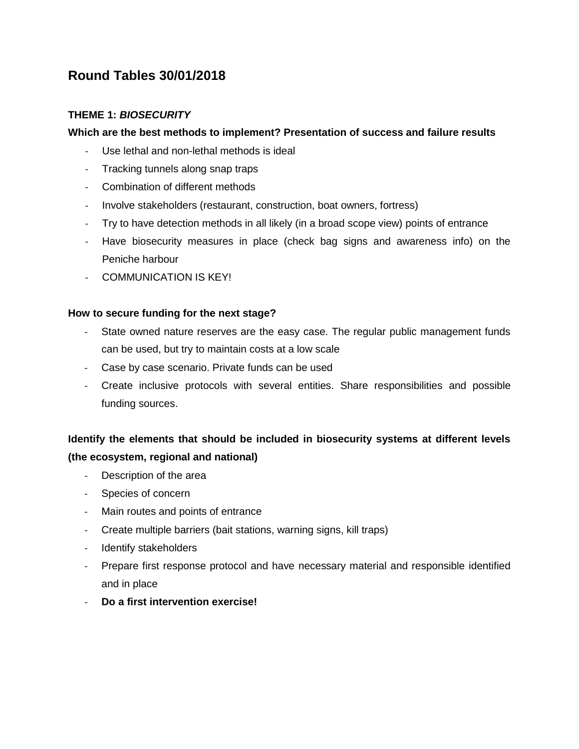# Round Tables 30/01/2018

## THEME 1: *BIOSECURITY*

**Which are the best methods to implement? Presentation of success and failure results**

- Use lethal and non-lethal methods is ideal
- Tracking tunnels along snap traps
- Combination of different methods
- Involve stakeholders (restaurant, construction, boat owners, fortress)
- Try to have detection methods in all likely (in a broad scope view) points of entrance
- Have biosecurity measures in place (check bag signs and awareness info) on the Peniche harbour
- COMMUNICATION IS KEY!

**How to secure funding for the next stage?**

- State owned nature reserves are the easy case. The regular public management funds can be used, but try to maintain costs at a low scale
- Case by case scenario. Private funds can be used
- Create inclusive protocols with several entities. Share responsibilities and possible funding sources.

**Identify the elements that should be included in biosecurity systems at different levels (the ecosystem, regional and national)**

- Description of the area
- Species of concern
- Main routes and points of entrance
- Create multiple barriers (bait stations, warning signs, kill traps)
- Identify stakeholders
- Prepare first response protocol and have necessary material and responsible identified and in place
- **Do a first intervention exercise!**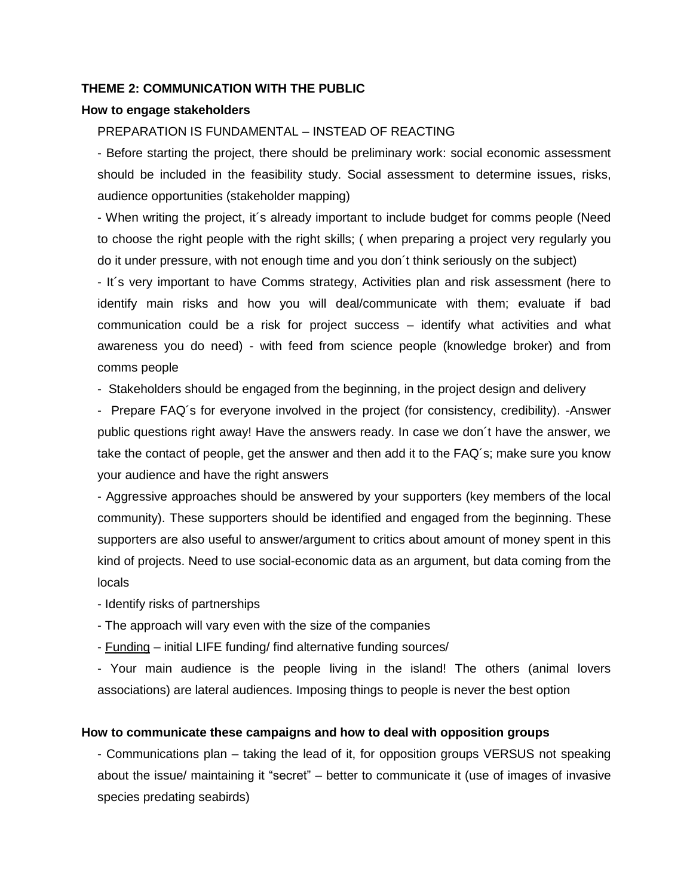**THEME 2: COMMUNICATION WITH THE PUBLIC**

**How to engage stakeholders**

PREPARATION IS FUNDAMENTAL – INSTEAD OF REACTING

- Before starting the project, there should be preliminary work: social economic assessment should be included in the feasibility study. Social assessment to determine issues, risks, audience opportunities (stakeholder mapping)
- When writing the project, it´s already important to include budget for comms people (Need to choose the right people with the right skills; ( when preparing a project very regularly you do it under pressure, with not enough time and you don´t think seriously on the subject)
- It´s very important to have Comms strategy, Activities plan and risk assessment (here to identify main risks and how you will deal/communicate with them; evaluate if bad communication could be a risk for project success – identify what activities and what awareness you do need) - with feed from science people (knowledge broker) and from comms people
- Stakeholders should be engaged from the beginning, in the project design and delivery
- Prepare FAQ´s for everyone involved in the project (for consistency, credibility). -Answer public questions right away! Have the answers ready. In case we don´t have the answer, we take the contact of people, get the answer and then add it to the FAQ´s; make sure you know your audience and have the right answers
- Aggressive approaches should be answered by your supporters (key members of the local community). These supporters should be identified and engaged from the beginning. These supporters are also useful to answer/argument to critics about amount of money spent in this kind of projects. Need to use social-economic data as an argument, but data coming from the locals
- Identify risks of partnerships
- The approach will vary even with the size of the companies
- <u>Funding</u> – initial LIFE funding/ find alternative funding sources/
- Your main audience is the people living in the island! The others (animal lovers associations) are lateral audiences. Imposing things to people is never the best option

**How to communicate these campaigns and how to deal with opposition groups**

- Communications plan – taking the lead of it, for opposition groups VERSUS not speaking about the issue/ maintaining it "secret" – better to communicate it (use of images of invasive species predating seabirds)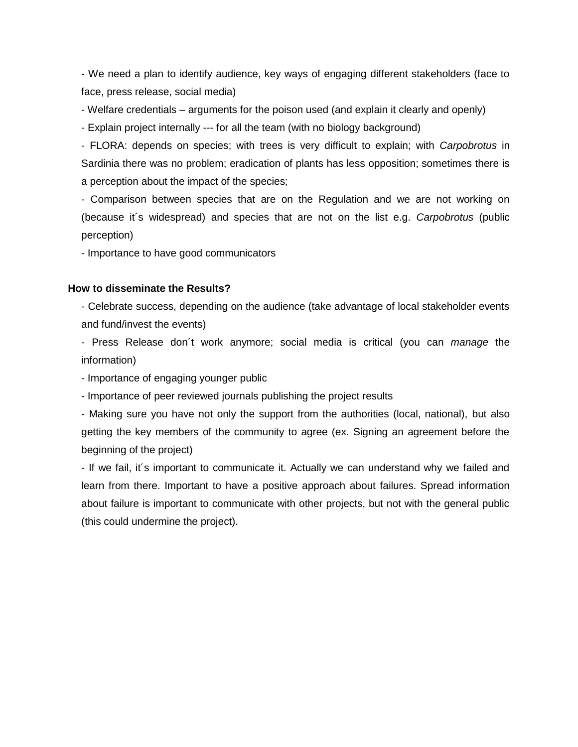- We need a plan to identify audience, key ways of engaging different stakeholders (face to face, press release, social media)

- Welfare credentials – arguments for the poison used (and explain it clearly and openly)

- Explain project internally --- for all the team (with no biology background)

- FLORA: depends on species; with trees is very difficult to explain; with *Carpobrotus* in Sardinia there was no problem; eradication of plants has less opposition; sometimes there is a perception about the impact of the species;

- Comparison between species that are on the Regulation and we are not working on (because it´s widespread) and species that are not on the list e.g. *Carpobrotus* (public perception)

- Importance to have good communicators

**How to disseminate the Results?**

- Celebrate success, depending on the audience (take advantage of local stakeholder events and fund/invest the events)

- Press Release don´t work anymore; social media is critical (you can *manage* the information)

- Importance of engaging younger public

- Importance of peer reviewed journals publishing the project results

- Making sure you have not only the support from the authorities (local, national), but also getting the key members of the community to agree (ex. Signing an agreement before the beginning of the project)

- If we fail, it´s important to communicate it. Actually we can understand why we failed and learn from there. Important to have a positive approach about failures. Spread information about failure is important to communicate with other projects, but not with the general public (this could undermine the project).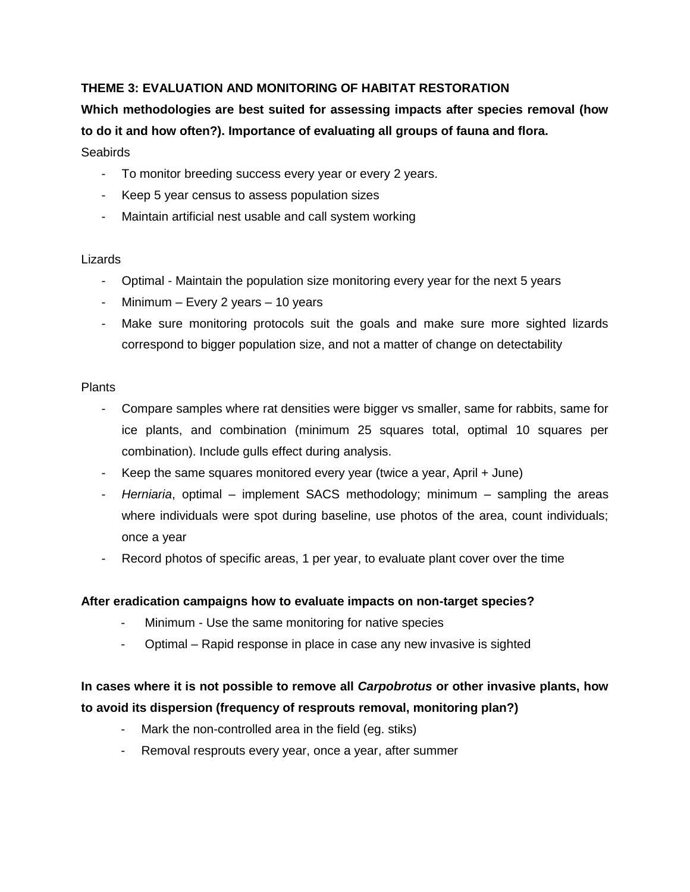**THEME 3: EVALUATION AND MONITORING OF HABITAT RESTORATION**

**Which methodologies are best suited for assessing impacts after species removal (how to do it and how often?). Importance of evaluating all groups of fauna and flora.**

Seabirds

- To monitor breeding success every year or every 2 years.
- Keep 5 year census to assess population sizes
- Maintain artificial nest usable and call system working

Lizards

- Optimal - Maintain the population size monitoring every year for the next 5 years
- Minimum – Every 2 years – 10 years
- Make sure monitoring protocols suit the goals and make sure more sighted lizards correspond to bigger population size, and not a matter of change on detectability

Plants

- Compare samples where rat densities were bigger vs smaller, same for rabbits, same for ice plants, and combination (minimum 25 squares total, optimal 10 squares per combination). Include gulls effect during analysis.
- Keep the same squares monitored every year (twice a year, April + June)
- *Herniaria*, optimal – implement SACS methodology; minimum – sampling the areas where individuals were spot during baseline, use photos of the area, count individuals; once a year
- Record photos of specific areas, 1 per year, to evaluate plant cover over the time

**After eradication campaigns how to evaluate impacts on non-target species?**

- Minimum - Use the same monitoring for native species
- Optimal – Rapid response in place in case any new invasive is sighted

**In cases where it is not possible to remove all *Carpobrotus* or other invasive plants, how to avoid its dispersion (frequency of resprouts removal, monitoring plan?)**

- Mark the non-controlled area in the field (eg. stiks)
- Removal resprouts every year, once a year, after summer